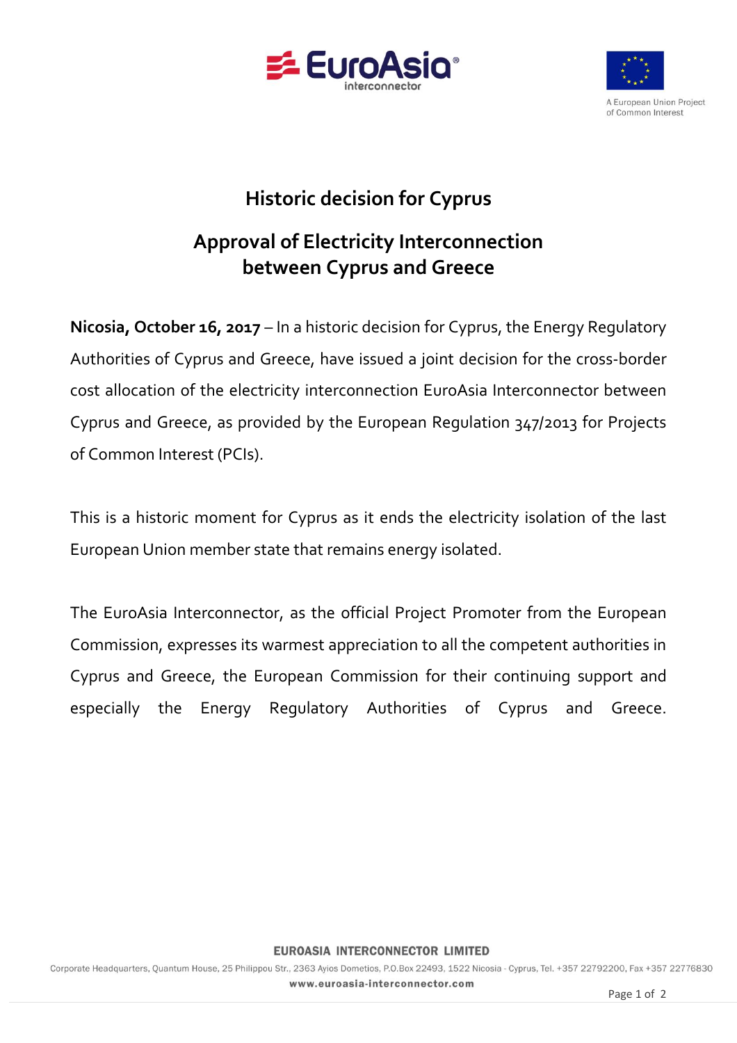# Historic decision for Cyprus

## Approval of Electricity Interconnection between Cyprus and Greece

**Nicosia, October 16, 2017** – In a historic decision for Cyprus, the Energy Regulatory Authorities of Cyprus and Greece, have issued a joint decision for the cross-border cost allocation of the electricity interconnection EuroAsia Interconnector between Cyprus and Greece, as provided by the European Regulation 347/2013 for Projects of Common Interest (PCIs).

This is a historic moment for Cyprus as it ends the electricity isolation of the last European Union member state that remains energy isolated.

The EuroAsia Interconnector, as the official Project Promoter from the European Commission, expresses its warmest appreciation to all the competent authorities in Cyprus and Greece, the European Commission for their continuing support and especially the Energy Regulatory Authorities of Cyprus and Greece.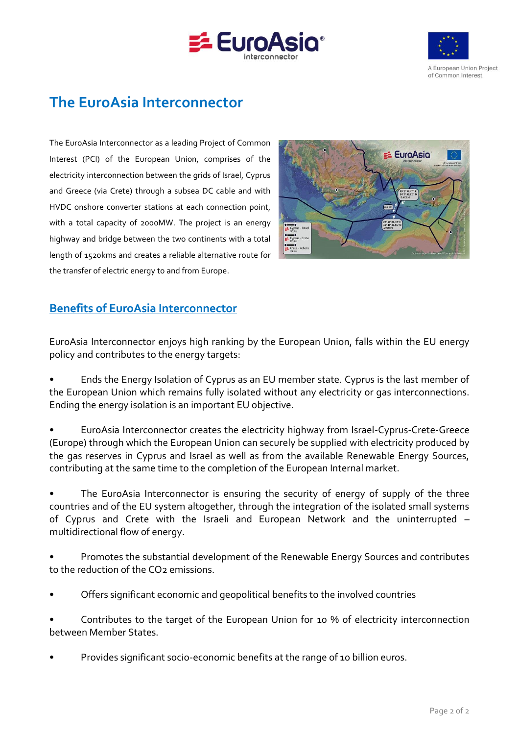# The EuroAsia Interconnector

The EuroAsia Interconnector as a leading Project of Common Interest (PCI) of the European Union, comprises of the electricity interconnection between the grids of Israel, Cyprus and Greece (via Crete) through a subsea DC cable and with HVDC onshore converter stations at each connection point, with a total capacity of 2000MW. The project is an energy highway and bridge between the two continents with a total length of 1520kms and creates a reliable alternative route for the transfer of electric energy to and from Europe.

## Benefits of EuroAsia Interconnector

EuroAsia Interconnector enjoys high ranking by the European Union, falls within the EU energy policy and contributes to the energy targets:

- Ends the Energy Isolation of Cyprus as an EU member state. Cyprus is the last member of the European Union which remains fully isolated without any electricity or gas interconnections. Ending the energy isolation is an important EU objective.
- EuroAsia Interconnector creates the electricity highway from Israel-Cyprus-Crete-Greece (Europe) through which the European Union can securely be supplied with electricity produced by the gas reserves in Cyprus and Israel as well as from the available Renewable Energy Sources, contributing at the same time to the completion of the European Internal market.
- The EuroAsia Interconnector is ensuring the security of energy of supply of the three countries and of the EU system altogether, through the integration of the isolated small systems of Cyprus and Crete with the Israeli and European Network and the uninterrupted – multidirectional flow of energy.
- Promotes the substantial development of the Renewable Energy Sources and contributes to the reduction of the $CO_2$ emissions.
- Offers significant economic and geopolitical benefits to the involved countries
- Contributes to the target of the European Union for 10 % of electricity interconnection between Member States.
- Provides significant socio-economic benefits at the range of 10 billion euros.